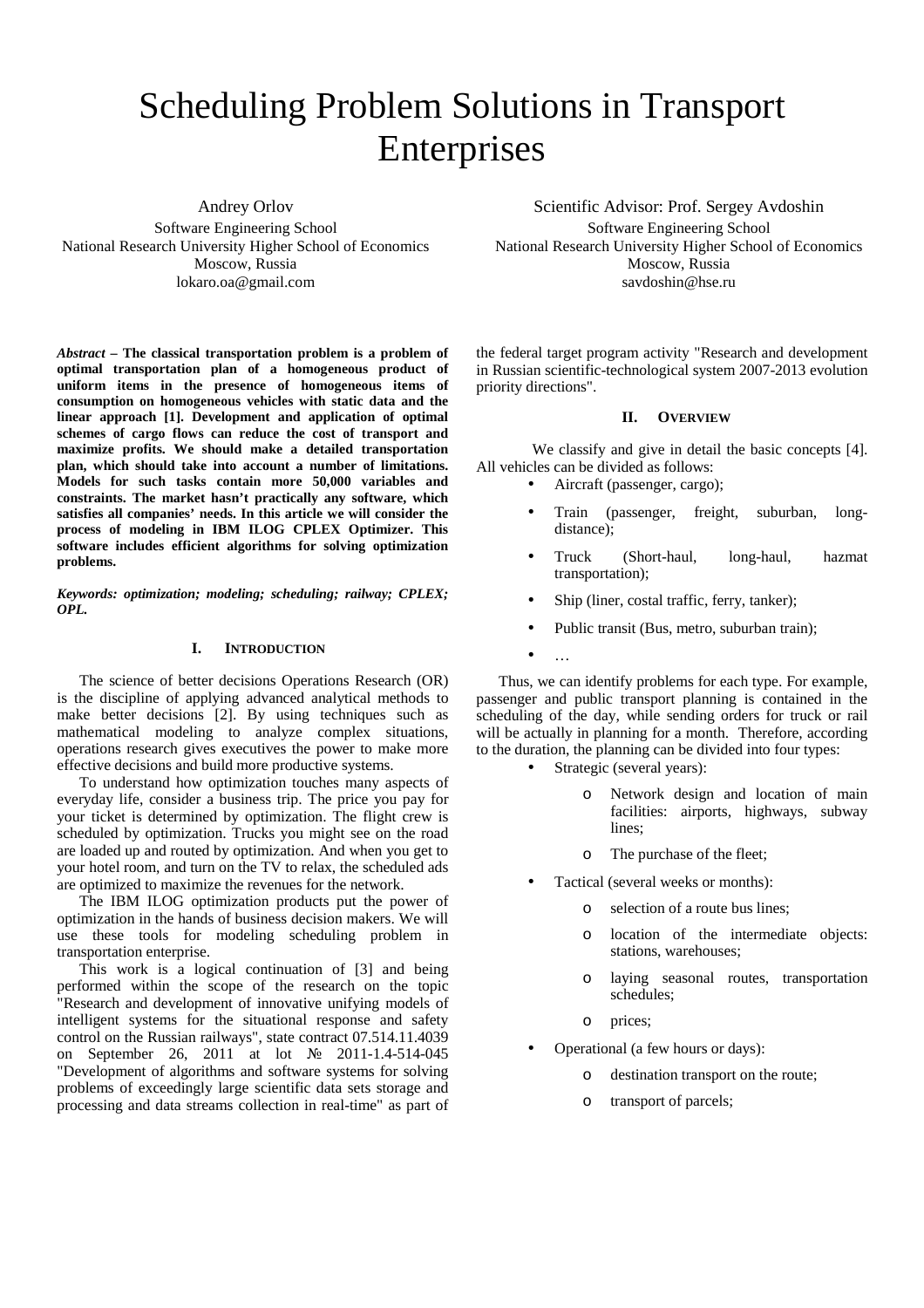# Scheduling Problem Solutions in Transport Enterprises

Andrey Orlov
Software Engineering School
National Research University Higher School of Economics
Moscow, Russia
lokaro.oa@gmail.com

Scientific Advisor: Prof. Sergey Avdoshin
Software Engineering School
National Research University Higher School of Economics
Moscow, Russia
savdoshin@hse.ru

***Abstract* – The classical transportation problem is a problem of optimal transportation plan of a homogeneous product of uniform items in the presence of homogeneous items of consumption on homogeneous vehicles with static data and the linear approach [1]. Development and application of optimal schemes of cargo flows can reduce the cost of transport and maximize profits. We should make a detailed transportation plan, which should take into account a number of limitations. Models for such tasks contain more 50,000 variables and constraints. The market hasn't practically any software, which satisfies all companies' needs. In this article we will consider the process of modeling in IBM ILOG CPLEX Optimizer. This software includes efficient algorithms for solving optimization problems.**

***Keywords: optimization; modeling; scheduling; railway; CPLEX; OPL.***

## I. Introduction

The science of better decisions Operations Research (OR) is the discipline of applying advanced analytical methods to make better decisions [2]. By using techniques such as mathematical modeling to analyze complex situations, operations research gives executives the power to make more effective decisions and build more productive systems.

To understand how optimization touches many aspects of everyday life, consider a business trip. The price you pay for your ticket is determined by optimization. The flight crew is scheduled by optimization. Trucks you might see on the road are loaded up and routed by optimization. And when you get to your hotel room, and turn on the TV to relax, the scheduled ads are optimized to maximize the revenues for the network.

The IBM ILOG optimization products put the power of optimization in the hands of business decision makers. We will use these tools for modeling scheduling problem in transportation enterprise.

This work is a logical continuation of [3] and being performed within the scope of the research on the topic "Research and development of innovative unifying models of intelligent systems for the situational response and safety control on the Russian railways", state contract 07.514.11.4039 on September 26, 2011 at lot № 2011-1.4-514-045 "Development of algorithms and software systems for solving problems of exceedingly large scientific data sets storage and processing and data streams collection in real-time" as part of the federal target program activity "Research and development in Russian scientific-technological system 2007-2013 evolution priority directions".

## II. Overview

We classify and give in detail the basic concepts [4]. All vehicles can be divided as follows:

- Aircraft (passenger, cargo);
- Train (passenger, freight, suburban, long-distance);
- Truck (Short-haul, long-haul, hazmat transportation);
- Ship (liner, costal traffic, ferry, tanker);
- Public transit (Bus, metro, suburban train);
- …

Thus, we can identify problems for each type. For example, passenger and public transport planning is contained in the scheduling of the day, while sending orders for truck or rail will be actually in planning for a month. Therefore, according to the duration, the planning can be divided into four types:

- Strategic (several years):
  - Network design and location of main facilities: airports, highways, subway lines;
  - The purchase of the fleet;
- Tactical (several weeks or months):
  - selection of a route bus lines;
  - location of the intermediate objects: stations, warehouses;
  - laying seasonal routes, transportation schedules;
  - prices;
- Operational (a few hours or days):
  - destination transport on the route;
  - transport of parcels;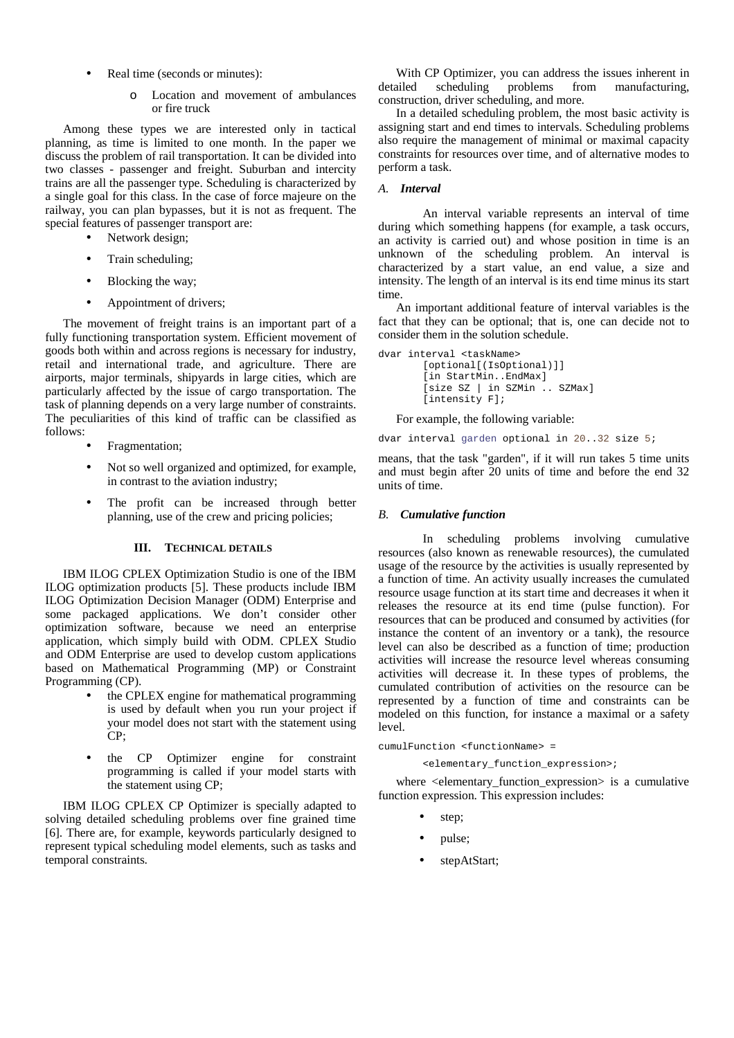- Real time (seconds or minutes):
  - Location and movement of ambulances or fire truck

Among these types we are interested only in tactical planning, as time is limited to one month. In the paper we discuss the problem of rail transportation. It can be divided into two classes - passenger and freight. Suburban and intercity trains are all the passenger type. Scheduling is characterized by a single goal for this class. In the case of force majeure on the railway, you can plan bypasses, but it is not as frequent. The special features of passenger transport are:

- Network design;
- Train scheduling;
- Blocking the way;
- Appointment of drivers;

The movement of freight trains is an important part of a fully functioning transportation system. Efficient movement of goods both within and across regions is necessary for industry, retail and international trade, and agriculture. There are airports, major terminals, shipyards in large cities, which are particularly affected by the issue of cargo transportation. The task of planning depends on a very large number of constraints. The peculiarities of this kind of traffic can be classified as follows:

- Fragmentation;
- Not so well organized and optimized, for example, in contrast to the aviation industry;
- The profit can be increased through better planning, use of the crew and pricing policies;

## III. Technical details

IBM ILOG CPLEX Optimization Studio is one of the IBM ILOG optimization products [5]. These products include IBM ILOG Optimization Decision Manager (ODM) Enterprise and some packaged applications. We don't consider other optimization software, because we need an enterprise application, which simply build with ODM. CPLEX Studio and ODM Enterprise are used to develop custom applications based on Mathematical Programming (MP) or Constraint Programming (CP).

- the CPLEX engine for mathematical programming is used by default when you run your project if your model does not start with the statement using CP;
- the CP Optimizer engine for constraint programming is called if your model starts with the statement using CP;

IBM ILOG CPLEX CP Optimizer is specially adapted to solving detailed scheduling problems over fine grained time [6]. There are, for example, keywords particularly designed to represent typical scheduling model elements, such as tasks and temporal constraints.

With CP Optimizer, you can address the issues inherent in detailed scheduling problems from manufacturing, construction, driver scheduling, and more.

In a detailed scheduling problem, the most basic activity is assigning start and end times to intervals. Scheduling problems also require the management of minimal or maximal capacity constraints for resources over time, and of alternative modes to perform a task.

### A. *Interval*

An interval variable represents an interval of time during which something happens (for example, a task occurs, an activity is carried out) and whose position in time is an unknown of the scheduling problem. An interval is characterized by a start value, an end value, a size and intensity. The length of an interval is its end time minus its start time.

An important additional feature of interval variables is the fact that they can be optional; that is, one can decide not to consider them in the solution schedule.

```
dvar interval <taskName>
       [optional[(IsOptional)]]
       [in StartMin..EndMax]
       [size SZ | in SZMin .. SZMax]
       [intensity F];
```

For example, the following variable:

```
dvar interval garden optional in 20..32 size 5;
```

means, that the task "garden", if it will run takes 5 time units and must begin after 20 units of time and before the end 32 units of time.

### B. *Cumulative function*

In scheduling problems involving cumulative resources (also known as renewable resources), the cumulated usage of the resource by the activities is usually represented by a function of time. An activity usually increases the cumulated resource usage function at its start time and decreases it when it releases the resource at its end time (pulse function). For resources that can be produced and consumed by activities (for instance the content of an inventory or a tank), the resource level can also be described as a function of time; production activities will increase the resource level whereas consuming activities will decrease it. In these types of problems, the cumulated contribution of activities on the resource can be represented by a function of time and constraints can be modeled on this function, for instance a maximal or a safety level.

```
cumulFunction <functionName> =
       <elementary_function_expression>;
```

where <elementary_function_expression> is a cumulative function expression. This expression includes:

- step;
- pulse;
- stepAtStart;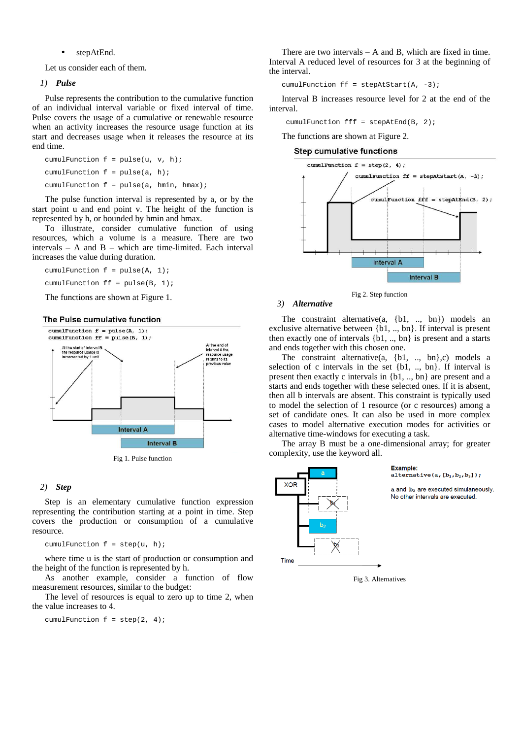- stepAtEnd.

Let us consider each of them.

### 1) *Pulse*

Pulse represents the contribution to the cumulative function of an individual interval variable or fixed interval of time. Pulse covers the usage of a cumulative or renewable resource when an activity increases the resource usage function at its start and decreases usage when it releases the resource at its end time.

```
cumulFunction f = pulse(u, v, h);
cumulFunction f = pulse(a, h);
cumulFunction f = pulse(a, hmin, hmax);
```

The pulse function interval is represented by a, or by the start point u and end point v. The height of the function is represented by h, or bounded by hmin and hmax.

To illustrate, consider cumulative function of using resources, which a volume is a measure. There are two intervals – A and B – which are time-limited. Each interval increases the value during duration.

```
cumulFunction f = pulse(A, 1);
cumulFunction ff = pulse(B, 1);
```

The functions are shown at Figure 1.

Fig 1. Pulse function

### 2) *Step*

Step is an elementary cumulative function expression representing the contribution starting at a point in time. Step covers the production or consumption of a cumulative resource.

```
cumulFunction f = step(u, h);
```

where time u is the start of production or consumption and the height of the function is represented by h.

As another example, consider a function of flow measurement resources, similar to the budget.

The level of resources is equal to zero up to time 2, when the value increases to 4.

```
cumulFunction f = step(2, 4);
```

There are two intervals – A and B, which are fixed in time. Interval A reduced level of resources for 3 at the beginning of the interval.

```
cumulFunction ff = stepAtStart(A, -3);
```

Interval B increases resource level for 2 at the end of the interval.

```
cumulFunction fff = stepAtEnd(B, 2);
```

The functions are shown at Figure 2.

Fig 2. Step function

### 3) *Alternative*

The constraint alternative(a, {b1, .., bn}) models an exclusive alternative between {b1, .., bn}. If interval is present then exactly one of intervals {b1, .., bn} is present and a starts and ends together with this chosen one.

The constraint alternative(a, {b1, .., bn},c) models a selection of c intervals in the set {b1, .., bn}. If interval is present then exactly c intervals in {b1, .., bn} are present and a starts and ends together with these selected ones. If it is absent, then all b intervals are absent. This constraint is typically used to model the selection of 1 resource (or c resources) among a set of candidate ones. It can also be used in more complex cases to model alternative execution modes for activities or alternative time-windows for executing a task.

The array B must be a one-dimensional array; for greater complexity, use the keyword all.

Fig 3. Alternatives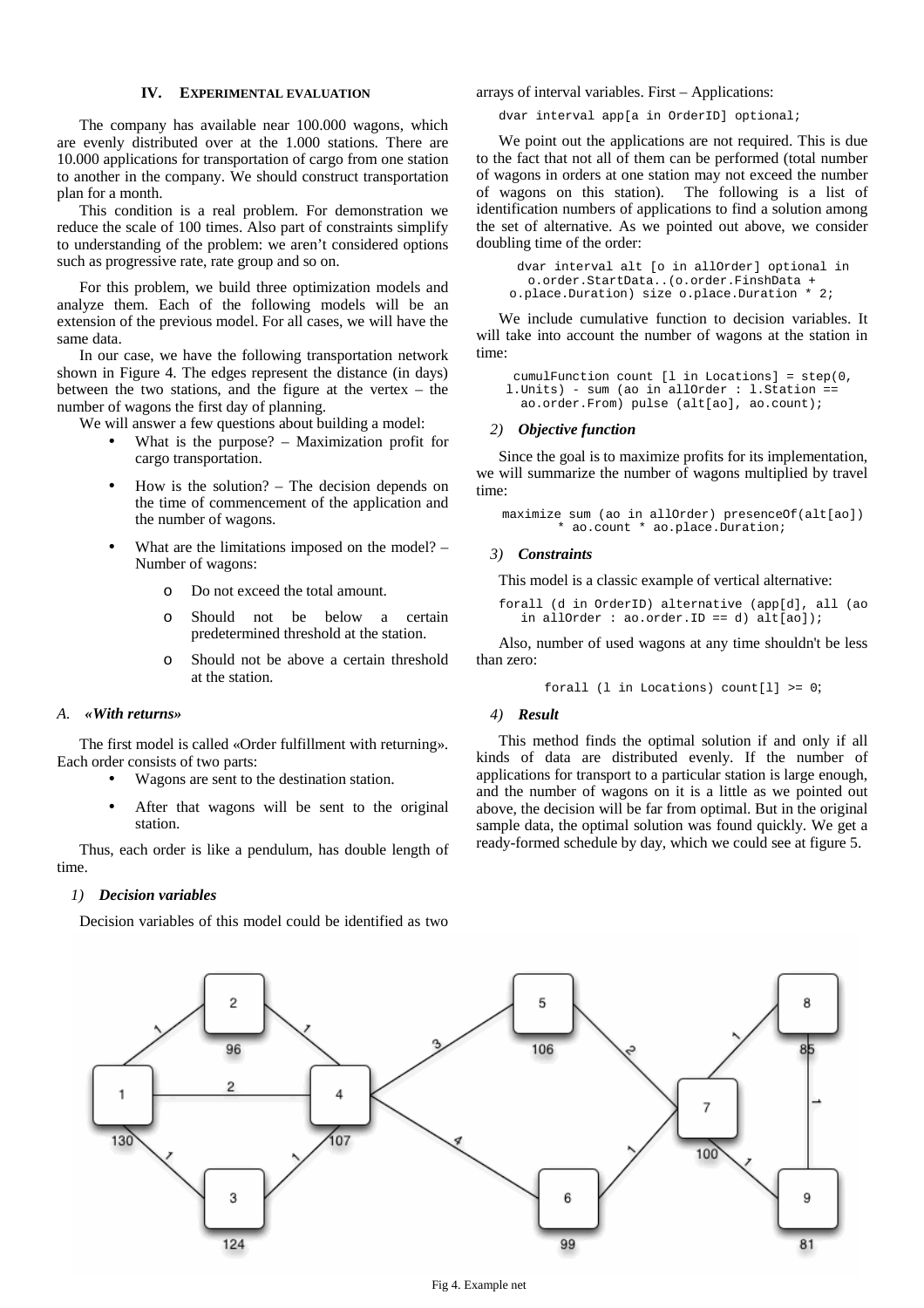## IV. Experimental evaluation

The company has available near 100.000 wagons, which are evenly distributed over at the 1.000 stations. There are 10.000 applications for transportation of cargo from one station to another in the company. We should construct transportation plan for a month.

This condition is a real problem. For demonstration we reduce the scale of 100 times. Also part of constraints simplify to understanding of the problem: we aren't considered options such as progressive rate, rate group and so on.

For this problem, we build three optimization models and analyze them. Each of the following models will be an extension of the previous model. For all cases, we will have the same data.

In our case, we have the following transportation network shown in Figure 4. The edges represent the distance (in days) between the two stations, and the figure at the vertex – the number of wagons the first day of planning.

We will answer a few questions about building a model:

- What is the purpose? – Maximization profit for cargo transportation.
- How is the solution? – The decision depends on the time of commencement of the application and the number of wagons.
- What are the limitations imposed on the model? – Number of wagons:
  - Do not exceed the total amount.
  - Should not be below a certain predetermined threshold at the station.
  - Should not be above a certain threshold at the station.

### A. «With returns»

The first model is called «Order fulfillment with returning». Each order consists of two parts:

- Wagons are sent to the destination station.
- After that wagons will be sent to the original station.

Thus, each order is like a pendulum, has double length of time.

#### 1) Decision variables

Decision variables of this model could be identified as two arrays of interval variables. First – Applications:

```
dvar interval app[a in OrderID] optional;
```

We point out the applications are not required. This is due to the fact that not all of them can be performed (total number of wagons in orders at one station may not exceed the number of wagons on this station). The following is a list of identification numbers of applications to find a solution among the set of alternative. As we pointed out above, we consider doubling time of the order:

```
dvar interval alt [o in allOrder] optional in
  o.order.StartData..(o.order.FinshData +
 o.place.Duration) size o.place.Duration * 2;
```

We include cumulative function to decision variables. It will take into account the number of wagons at the station in time:

```
cumulFunction count [l in Locations] = step(0,
 l.Units) - sum (ao in allOrder : l.Station ==
  ao.order.From) pulse (alt[ao], ao.count);
```

#### 2) Objective function

Since the goal is to maximize profits for its implementation, we will summarize the number of wagons multiplied by travel time:

```
maximize sum (ao in allOrder) presenceOf(alt[ao])
       * ao.count * ao.place.Duration;
```

#### 3) Constraints

This model is a classic example of vertical alternative:

```
forall (d in OrderID) alternative (app[d], all (ao
   in allOrder : ao.order.ID == d) alt[ao]);
```

Also, number of used wagons at any time shouldn't be less than zero:

```
forall (l in Locations) count[l] >= 0;
```

#### 4) Result

This method finds the optimal solution if and only if all kinds of data are distributed evenly. If the number of applications for transport to a particular station is large enough, and the number of wagons on it is a little as we pointed out above, the decision will be far from optimal. But in the original sample data, the optimal solution was found quickly. We get a ready-formed schedule by day, which we could see at figure 5.

Fig 4. Example net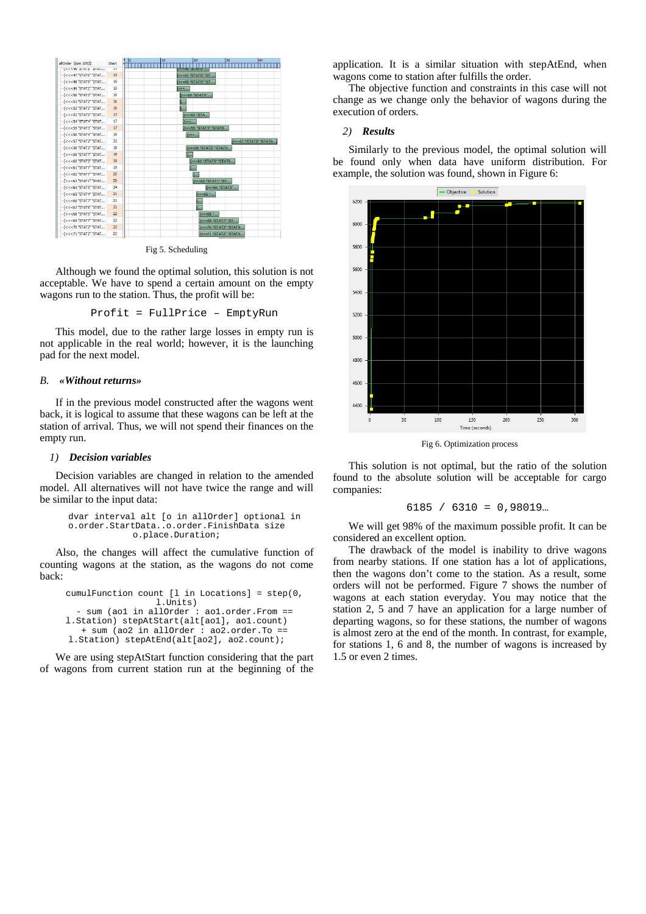Fig 5. Scheduling

Although we found the optimal solution, this solution is not acceptable. We have to spend a certain amount on the empty wagons run to the station. Thus, the profit will be:

```
Profit = FullPrice – EmptyRun
```

This model, due to the rather large losses in empty run is not applicable in the real world; however, it is the launching pad for the next model.

### B. «Without returns»

If in the previous model constructed after the wagons went back, it is logical to assume that these wagons can be left at the station of arrival. Thus, we will not spend their finances on the empty run.

#### 1) Decision variables

Decision variables are changed in relation to the amended model. All alternatives will not have twice the range and will be similar to the input data:

```
dvar interval alt [o in allOrder] optional in
o.order.StartData..o.order.FinishData size
                o.place.Duration;
```

Also, the changes will affect the cumulative function of counting wagons at the station, as the wagons do not come back:

```
cumulFunction count [l in Locations] = step(0,
                      l.Units)
   - sum (ao1 in allOrder : ao1.order.From ==
l.Station) stepAtStart(alt[ao1], ao1.count)
    + sum (ao2 in allOrder : ao2.order.To ==
l.Station) stepAtEnd(alt[ao2], ao2.count);
```

We are using stepAtStart function considering that the part of wagons from current station run at the beginning of the application. It is a similar situation with stepAtEnd, when wagons come to station after fulfills the order.

The objective function and constraints in this case will not change as we change only the behavior of wagons during the execution of orders.

#### 2) Results

Similarly to the previous model, the optimal solution will be found only when data have uniform distribution. For example, the solution was found, shown in Figure 6:

Fig 6. Optimization process

This solution is not optimal, but the ratio of the solution found to the absolute solution will be acceptable for cargo companies:

```
6185 / 6310 = 0,98019…
```

We will get 98% of the maximum possible profit. It can be considered an excellent option.

The drawback of the model is inability to drive wagons from nearby stations. If one station has a lot of applications, then the wagons don't come to the station. As a result, some orders will not be performed. Figure 7 shows the number of wagons at each station everyday. You may notice that the station 2, 5 and 7 have an application for a large number of departing wagons, so for these stations, the number of wagons is almost zero at the end of the month. In contrast, for example, for stations 1, 6 and 8, the number of wagons is increased by 1.5 or even 2 times.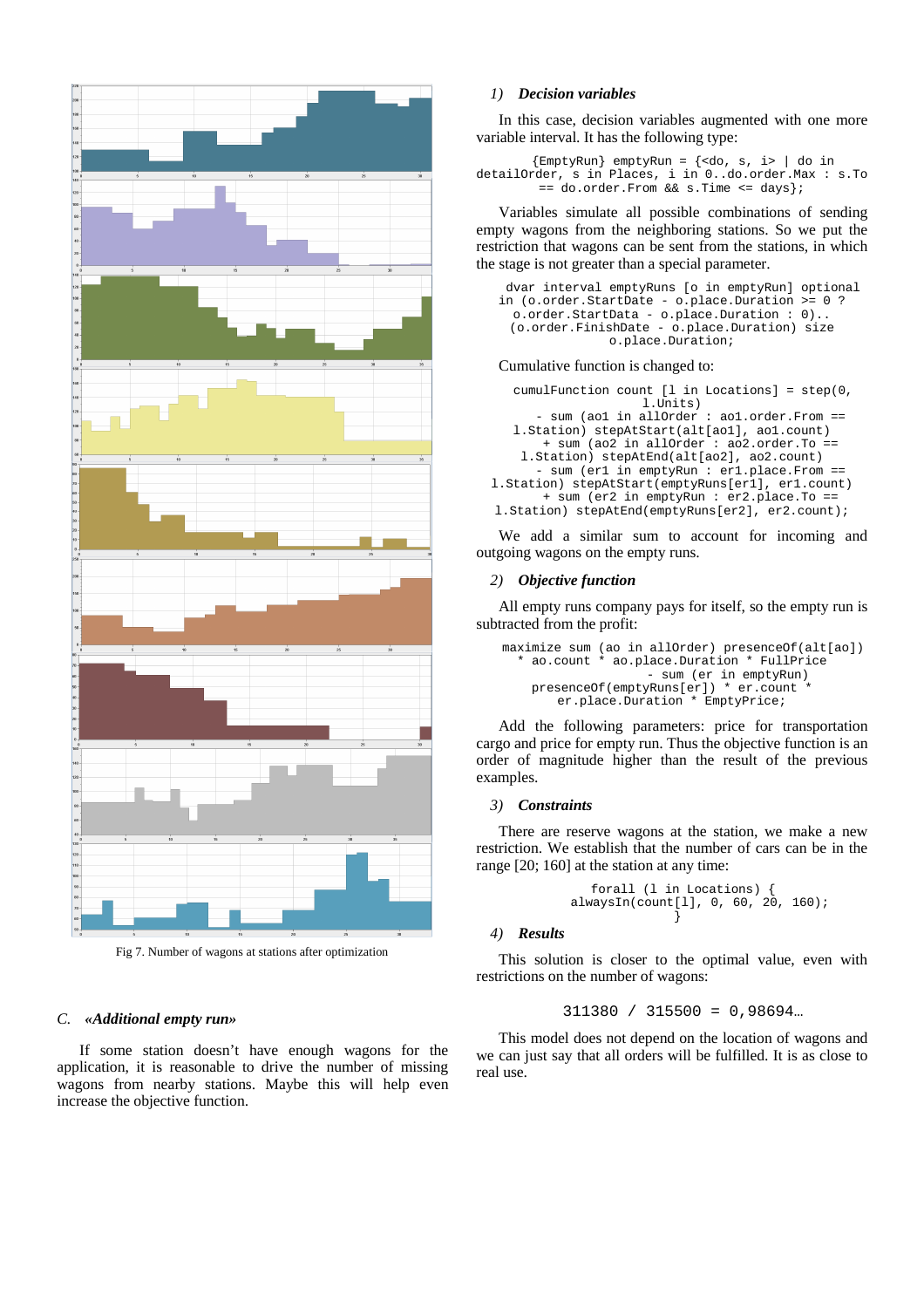Fig 7. Number of wagons at stations after optimization

### C. «Additional empty run»

If some station doesn't have enough wagons for the application, it is reasonable to drive the number of missing wagons from nearby stations. Maybe this will help even increase the objective function.

#### 1) Decision variables

In this case, decision variables augmented with one more variable interval. It has the following type:

```
{EmptyRun} emptyRun = {<do, s, i> | do in
detailOrder, s in Places, i in 0..do.order.Max : s.To
        == do.order.From && s.Time <= days};
```

Variables simulate all possible combinations of sending empty wagons from the neighboring stations. So we put the restriction that wagons can be sent from the stations, in which the stage is not greater than a special parameter.

```
dvar interval emptyRuns [o in emptyRun] optional
in (o.order.StartDate - o.place.Duration >= 0 ?
  o.order.StartData - o.place.Duration : 0)..
 (o.order.FinishDate - o.place.Duration) size
              o.place.Duration;
```

Cumulative function is changed to:

```
cumulFunction count [l in Locations] = step(0,
                   l.Units)
    - sum (ao1 in allOrder : ao1.order.From ==
l.Station) stepAtStart(alt[ao1], ao1.count)
    + sum (ao2 in allOrder : ao2.order.To ==
 l.Station) stepAtEnd(alt[ao2], ao2.count)
    - sum (er1 in emptyRun : er1.place.From ==
l.Station) stepAtStart(emptyRuns[er1], er1.count)
    + sum (er2 in emptyRun : er2.place.To ==
l.Station) stepAtEnd(emptyRuns[er2], er2.count);
```

We add a similar sum to account for incoming and outgoing wagons on the empty runs.

#### 2) Objective function

All empty runs company pays for itself, so the empty run is subtracted from the profit:

```
maximize sum (ao in allOrder) presenceOf(alt[ao])
  * ao.count * ao.place.Duration * FullPrice
                  - sum (er in emptyRun)
    presenceOf(emptyRuns[er]) * er.count *
        er.place.Duration * EmptyPrice;
```

Add the following parameters: price for transportation cargo and price for empty run. Thus the objective function is an order of magnitude higher than the result of the previous examples.

#### 3) Constraints

There are reserve wagons at the station, we make a new restriction. We establish that the number of cars can be in the range [20; 160] at the station at any time:

```
forall (l in Locations) {
  alwaysIn(count[l], 0, 60, 20, 160);
}
```

#### 4) Results

This solution is closer to the optimal value, even with restrictions on the number of wagons:

$$311380 \;/\; 315500 = 0{,}98694\ldots$$

This model does not depend on the location of wagons and we can just say that all orders will be fulfilled. It is as close to real use.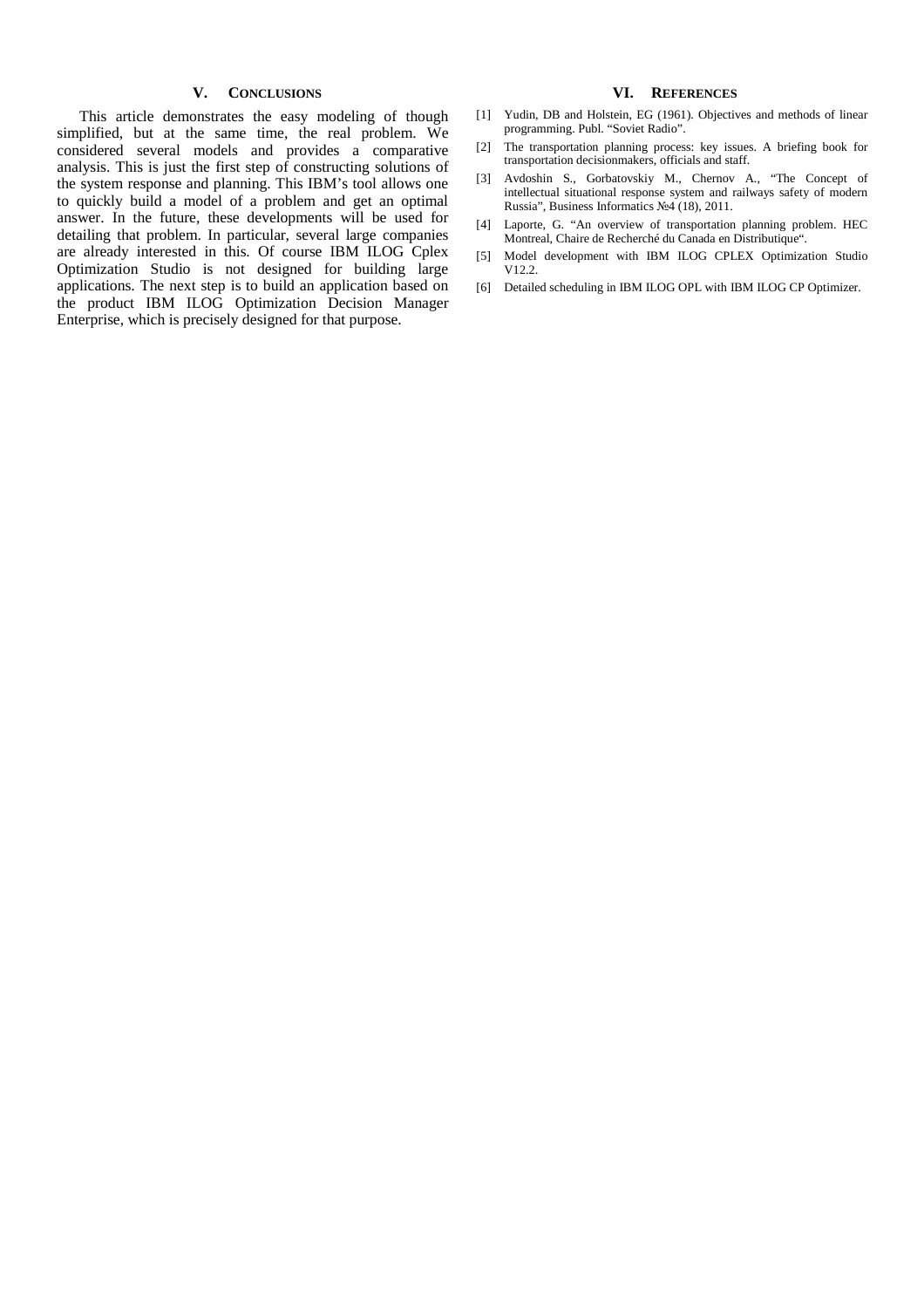## V. CONCLUSIONS

This article demonstrates the easy modeling of though simplified, but at the same time, the real problem. We considered several models and provides a comparative analysis. This is just the first step of constructing solutions of the system response and planning. This IBM's tool allows one to quickly build a model of a problem and get an optimal answer. In the future, these developments will be used for detailing that problem. In particular, several large companies are already interested in this. Of course IBM ILOG Cplex Optimization Studio is not designed for building large applications. The next step is to build an application based on the product IBM ILOG Optimization Decision Manager Enterprise, which is precisely designed for that purpose.

## VI. REFERENCES

[1] Yudin, DB and Holstein, EG (1961). Objectives and methods of linear programming. Publ. "Soviet Radio".

[2] The transportation planning process: key issues. A briefing book for transportation decisionmakers, officials and staff.

[3] Avdoshin S., Gorbatovskiy M., Chernov A., "The Concept of intellectual situational response system and railways safety of modern Russia", Business Informatics №4 (18), 2011.

[4] Laporte, G. "An overview of transportation planning problem. HEC Montreal, Chaire de Recherché du Canada en Distributique".

[5] Model development with IBM ILOG CPLEX Optimization Studio V12.2.

[6] Detailed scheduling in IBM ILOG OPL with IBM ILOG CP Optimizer.